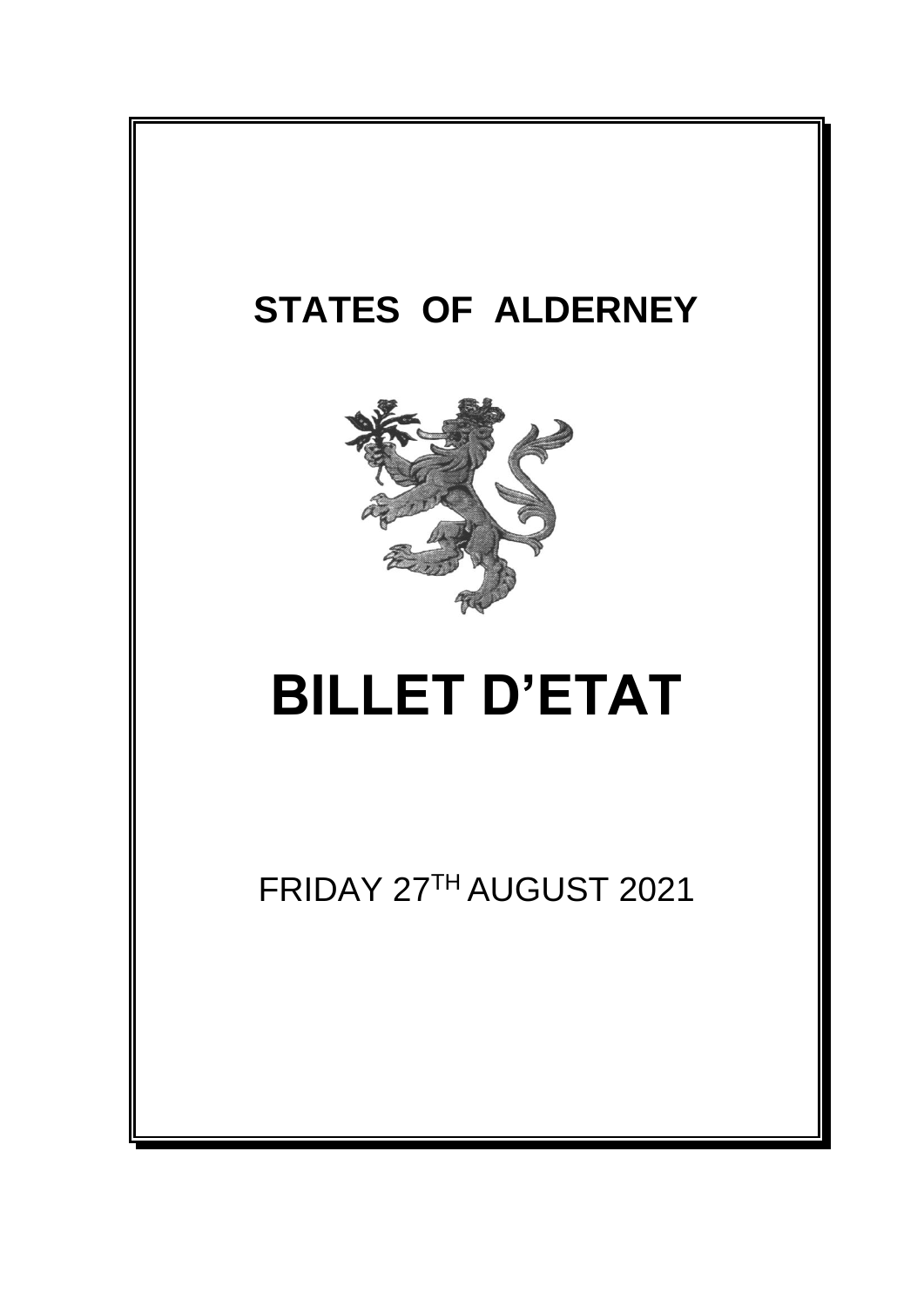# STATES OF ALDERNEY

# BILLET D'ETAT

FRIDAY 27TH AUGUST 2021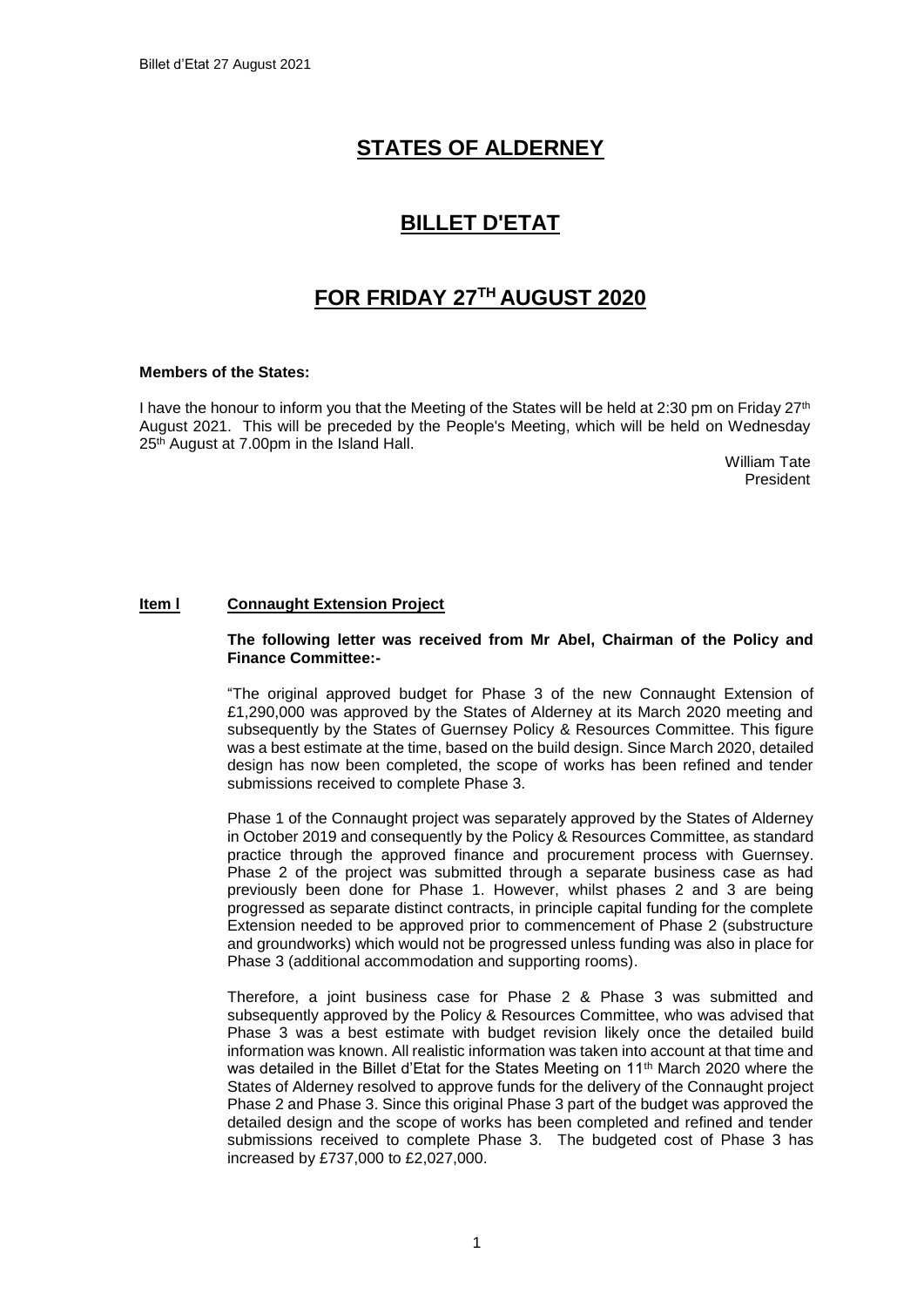# STATES OF ALDERNEY

# BILLET D'ETAT

# FOR FRIDAY 27TH AUGUST 2020

**Members of the States:**

I have the honour to inform you that the Meeting of the States will be held at 2:30 pm on Friday 27th August 2021. This will be preceded by the People's Meeting, which will be held on Wednesday 25th August at 7.00pm in the Island Hall.

William Tate
President

## Item l Connaught Extension Project

**The following letter was received from Mr Abel, Chairman of the Policy and Finance Committee:-**

"The original approved budget for Phase 3 of the new Connaught Extension of £1,290,000 was approved by the States of Alderney at its March 2020 meeting and subsequently by the States of Guernsey Policy & Resources Committee. This figure was a best estimate at the time, based on the build design. Since March 2020, detailed design has now been completed, the scope of works has been refined and tender submissions received to complete Phase 3.

Phase 1 of the Connaught project was separately approved by the States of Alderney in October 2019 and consequently by the Policy & Resources Committee, as standard practice through the approved finance and procurement process with Guernsey. Phase 2 of the project was submitted through a separate business case as had previously been done for Phase 1. However, whilst phases 2 and 3 are being progressed as separate distinct contracts, in principle capital funding for the complete Extension needed to be approved prior to commencement of Phase 2 (substructure and groundworks) which would not be progressed unless funding was also in place for Phase 3 (additional accommodation and supporting rooms).

Therefore, a joint business case for Phase 2 & Phase 3 was submitted and subsequently approved by the Policy & Resources Committee, who was advised that Phase 3 was a best estimate with budget revision likely once the detailed build information was known. All realistic information was taken into account at that time and was detailed in the Billet d'Etat for the States Meeting on 11th March 2020 where the States of Alderney resolved to approve funds for the delivery of the Connaught project Phase 2 and Phase 3. Since this original Phase 3 part of the budget was approved the detailed design and the scope of works has been completed and refined and tender submissions received to complete Phase 3. The budgeted cost of Phase 3 has increased by £737,000 to £2,027,000.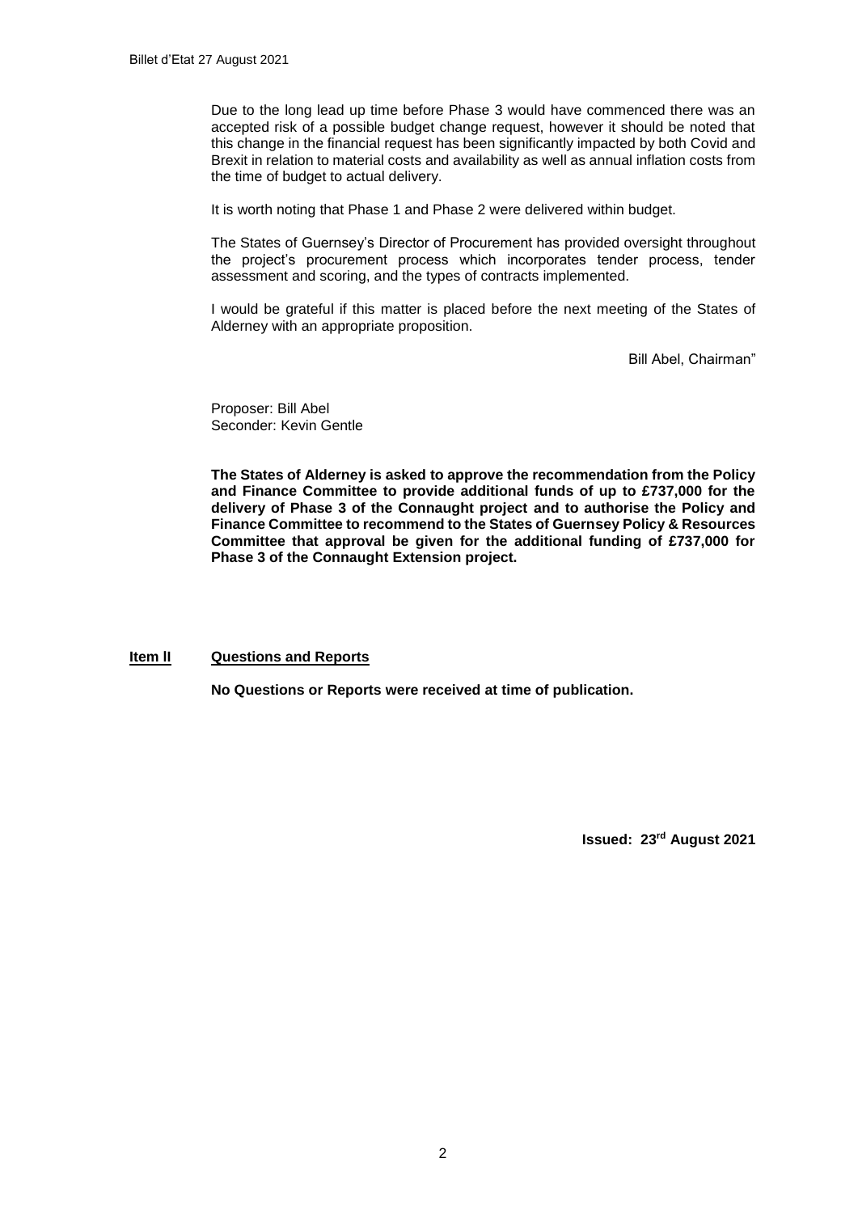Due to the long lead up time before Phase 3 would have commenced there was an accepted risk of a possible budget change request, however it should be noted that this change in the financial request has been significantly impacted by both Covid and Brexit in relation to material costs and availability as well as annual inflation costs from the time of budget to actual delivery.

It is worth noting that Phase 1 and Phase 2 were delivered within budget.

The States of Guernsey's Director of Procurement has provided oversight throughout the project's procurement process which incorporates tender process, tender assessment and scoring, and the types of contracts implemented.

I would be grateful if this matter is placed before the next meeting of the States of Alderney with an appropriate proposition.

Bill Abel, Chairman"

Proposer: Bill Abel
Seconder: Kevin Gentle

**The States of Alderney is asked to approve the recommendation from the Policy and Finance Committee to provide additional funds of up to £737,000 for the delivery of Phase 3 of the Connaught project and to authorise the Policy and Finance Committee to recommend to the States of Guernsey Policy & Resources Committee that approval be given for the additional funding of £737,000 for Phase 3 of the Connaught Extension project.**

## Item II Questions and Reports

**No Questions or Reports were received at time of publication.**

**Issued: 23rd August 2021**